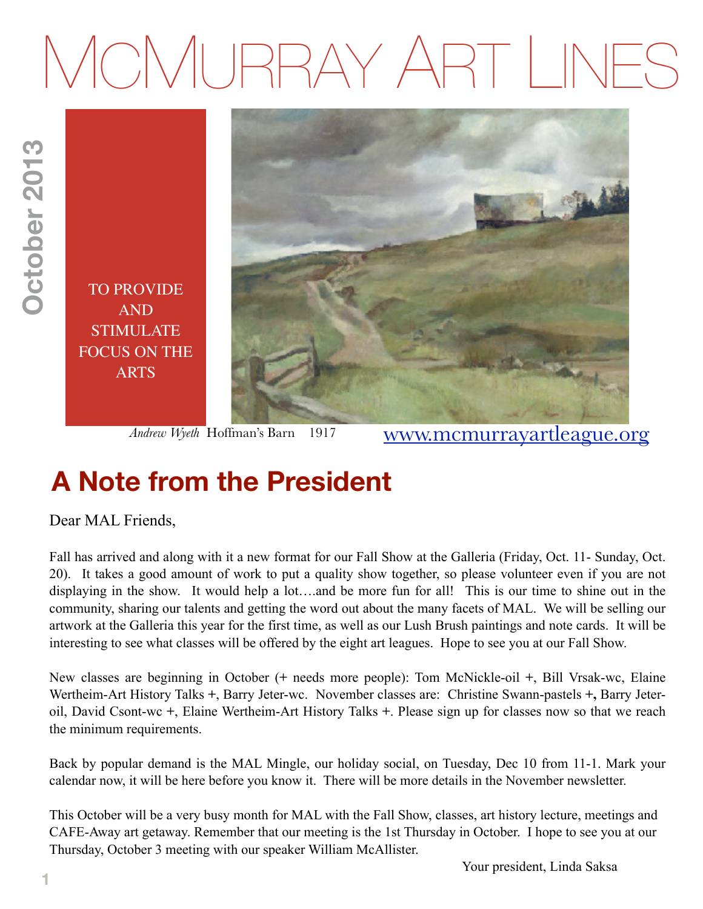# McMurray Art Lines

October 2013

TO PROVIDE AND STIMULATE FOCUS ON THE ARTS

*Andrew Wyeth* Hoffman's Barn 1917

www.mcmurrayartleague.org

## A Note from the President

Dear MAL Friends,

Fall has arrived and along with it a new format for our Fall Show at the Galleria (Friday, Oct. 11- Sunday, Oct. 20). It takes a good amount of work to put a quality show together, so please volunteer even if you are not displaying in the show. It would help a lot….and be more fun for all! This is our time to shine out in the community, sharing our talents and getting the word out about the many facets of MAL. We will be selling our artwork at the Galleria this year for the first time, as well as our Lush Brush paintings and note cards. It will be interesting to see what classes will be offered by the eight art leagues. Hope to see you at our Fall Show.

New classes are beginning in October (+ needs more people): Tom McNickle-oil +, Bill Vrsak-wc, Elaine Wertheim-Art History Talks +, Barry Jeter-wc. November classes are: Christine Swann-pastels **+,** Barry Jeter-oil, David Csont-wc +, Elaine Wertheim-Art History Talks +. Please sign up for classes now so that we reach the minimum requirements.

Back by popular demand is the MAL Mingle, our holiday social, on Tuesday, Dec 10 from 11-1. Mark your calendar now, it will be here before you know it. There will be more details in the November newsletter.

This October will be a very busy month for MAL with the Fall Show, classes, art history lecture, meetings and CAFE-Away art getaway. Remember that our meeting is the 1st Thursday in October. I hope to see you at our Thursday, October 3 meeting with our speaker William McAllister.

Your president, Linda Saksa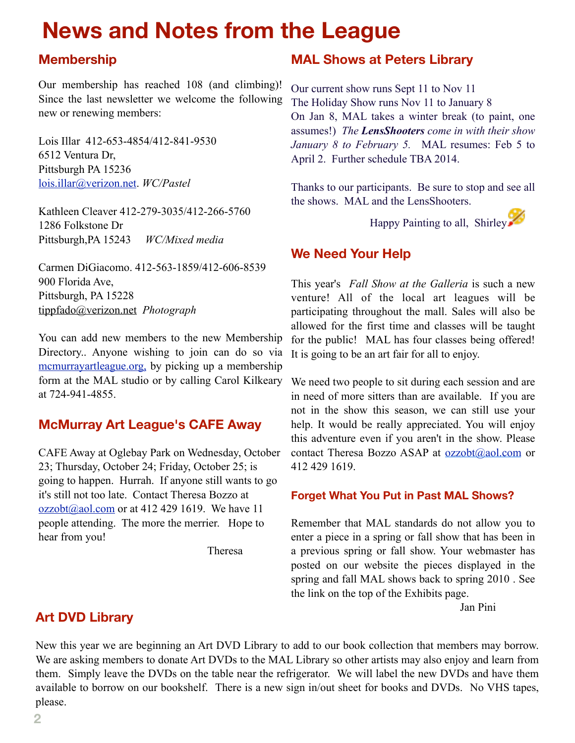# News and Notes from the League

## Membership

Our membership has reached 108 (and climbing)! Since the last newsletter we welcome the following new or renewing members:

Lois Illar 412-653-4854/412-841-9530
6512 Ventura Dr,
Pittsburgh PA 15236
lois.illar@verizon.net. *WC/Pastel*

Kathleen Cleaver 412-279-3035/412-266-5760
1286 Folkstone Dr
Pittsburgh,PA 15243 *WC/Mixed media*

Carmen DiGiacomo. 412-563-1859/412-606-8539
900 Florida Ave,
Pittsburgh, PA 15228
tippfado@verizon.net *Photograph*

You can add new members to the new Membership Directory.. Anyone wishing to join can do so via mcmurrayartleague.org, by picking up a membership form at the MAL studio or by calling Carol Kilkeary at 724-941-4855.

## McMurray Art League's CAFE Away

CAFE Away at Oglebay Park on Wednesday, October 23; Thursday, October 24; Friday, October 25; is going to happen. Hurrah. If anyone still wants to go it's still not too late. Contact Theresa Bozzo at ozzobt@aol.com or at 412 429 1619. We have 11 people attending. The more the merrier. Hope to hear from you!

Theresa

## MAL Shows at Peters Library

Our current show runs Sept 11 to Nov 11
The Holiday Show runs Nov 11 to January 8
On Jan 8, MAL takes a winter break (to paint, one assumes!) *The* ***LensShooters*** *come in with their show January 8 to February 5.* MAL resumes: Feb 5 to April 2. Further schedule TBA 2014.

Thanks to our participants. Be sure to stop and see all the shows. MAL and the LensShooters.

Happy Painting to all, Shirley

## We Need Your Help

This year's *Fall Show at the Galleria* is such a new venture! All of the local art leagues will be participating throughout the mall. Sales will also be allowed for the first time and classes will be taught for the public! MAL has four classes being offered! It is going to be an art fair for all to enjoy.

We need two people to sit during each session and are in need of more sitters than are available. If you are not in the show this season, we can still use your help. It would be really appreciated. You will enjoy this adventure even if you aren't in the show. Please contact Theresa Bozzo ASAP at ozzobt@aol.com or 412 429 1619.

### Forget What You Put in Past MAL Shows?

Remember that MAL standards do not allow you to enter a piece in a spring or fall show that has been in a previous spring or fall show. Your webmaster has posted on our website the pieces displayed in the spring and fall MAL shows back to spring 2010 . See the link on the top of the Exhibits page.

Jan Pini

## Art DVD Library

New this year we are beginning an Art DVD Library to add to our book collection that members may borrow. We are asking members to donate Art DVDs to the MAL Library so other artists may also enjoy and learn from them. Simply leave the DVDs on the table near the refrigerator. We will label the new DVDs and have them available to borrow on our bookshelf. There is a new sign in/out sheet for books and DVDs. No VHS tapes, please.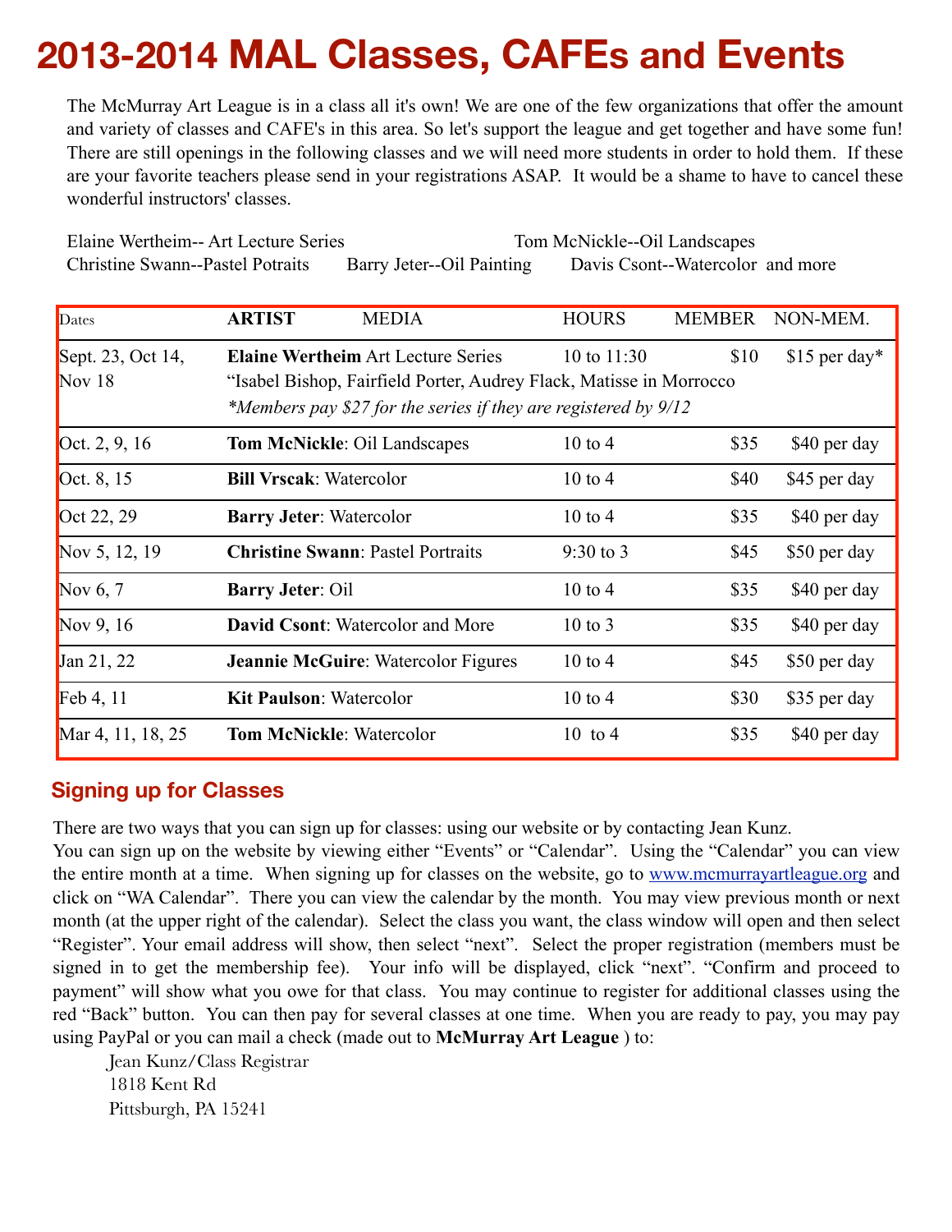# 2013-2014 MAL Classes, CAFEs and Events

The McMurray Art League is in a class all it's own! We are one of the few organizations that offer the amount and variety of classes and CAFE's in this area. So let's support the league and get together and have some fun! There are still openings in the following classes and we will need more students in order to hold them. If these are your favorite teachers please send in your registrations ASAP. It would be a shame to have to cancel these wonderful instructors' classes.

Elaine Wertheim-- Art Lecture Series
Tom McNickle--Oil Landscapes
Christine Swann--Pastel Potraits
Barry Jeter--Oil Painting
Davis Csont--Watercolor and more

| Dates | ARTIST MEDIA | HOURS | MEMBER | NON-MEM. |
|---|---|---|---|---|
| Sept. 23, Oct 14, Nov 18 | **Elaine Wertheim** Art Lecture Series<br>"Isabel Bishop, Fairfield Porter, Audrey Flack, Matisse in Morrocco<br>*\*Members pay $27 for the series if they are registered by 9/12* | 10 to 11:30 | $10 | $15 per day* |
| Oct. 2, 9, 16 | **Tom McNickle**: Oil Landscapes | 10 to 4 | $35 | $40 per day |
| Oct. 8, 15 | **Bill Vrscak**: Watercolor | 10 to 4 | $40 | $45 per day |
| Oct 22, 29 | **Barry Jeter**: Watercolor | 10 to 4 | $35 | $40 per day |
| Nov 5, 12, 19 | **Christine Swann**: Pastel Portraits | 9:30 to 3 | $45 | $50 per day |
| Nov 6, 7 | **Barry Jeter**: Oil | 10 to 4 | $35 | $40 per day |
| Nov 9, 16 | **David Csont**: Watercolor and More | 10 to 3 | $35 | $40 per day |
| Jan 21, 22 | **Jeannie McGuire**: Watercolor Figures | 10 to 4 | $45 | $50 per day |
| Feb 4, 11 | **Kit Paulson**: Watercolor | 10 to 4 | $30 | $35 per day |
| Mar 4, 11, 18, 25 | **Tom McNickle**: Watercolor | 10 to 4 | $35 | $40 per day |

## Signing up for Classes

There are two ways that you can sign up for classes: using our website or by contacting Jean Kunz.
You can sign up on the website by viewing either "Events" or "Calendar". Using the "Calendar" you can view the entire month at a time. When signing up for classes on the website, go to www.mcmurrayartleague.org and click on "WA Calendar". There you can view the calendar by the month. You may view previous month or next month (at the upper right of the calendar). Select the class you want, the class window will open and then select "Register". Your email address will show, then select "next". Select the proper registration (members must be signed in to get the membership fee). Your info will be displayed, click "next". "Confirm and proceed to payment" will show what you owe for that class. You may continue to register for additional classes using the red "Back" button. You can then pay for several classes at one time. When you are ready to pay, you may pay using PayPal or you can mail a check (made out to **McMurray Art League** ) to:

Jean Kunz/Class Registrar
1818 Kent Rd
Pittsburgh, PA 15241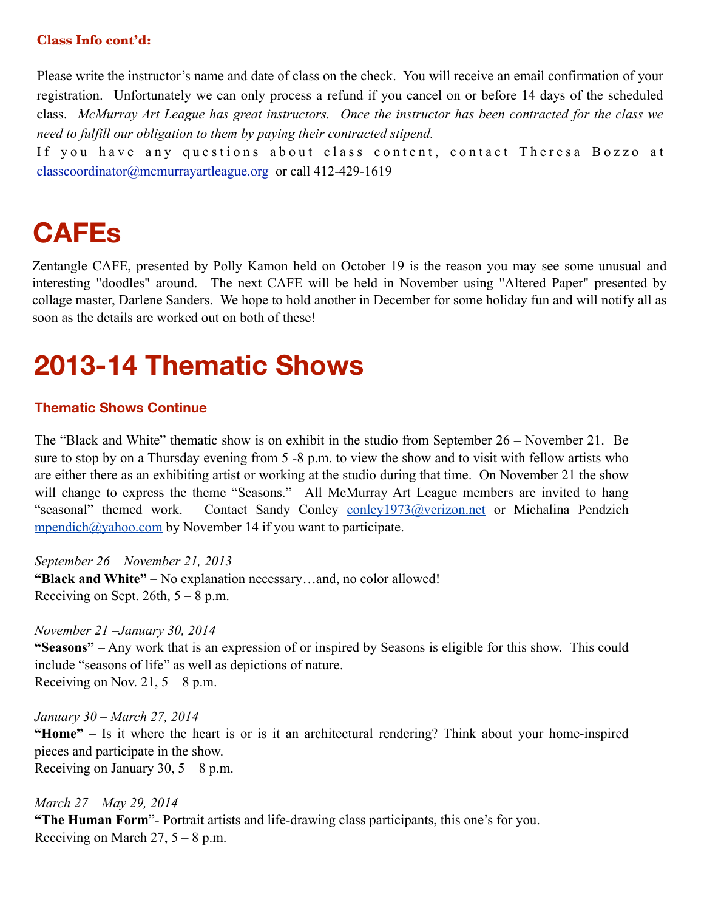#### Class Info cont'd:

Please write the instructor's name and date of class on the check. You will receive an email confirmation of your registration. Unfortunately we can only process a refund if you cancel on or before 14 days of the scheduled class. *McMurray Art League has great instructors. Once the instructor has been contracted for the class we need to fulfill our obligation to them by paying their contracted stipend.*
If you have any questions about class content, contact Theresa Bozzo at classcoordinator@mcmurrayartleague.org or call 412-429-1619

# CAFEs

Zentangle CAFE, presented by Polly Kamon held on October 19 is the reason you may see some unusual and interesting "doodles" around. The next CAFE will be held in November using "Altered Paper" presented by collage master, Darlene Sanders. We hope to hold another in December for some holiday fun and will notify all as soon as the details are worked out on both of these!

# 2013-14 Thematic Shows

### Thematic Shows Continue

The "Black and White" thematic show is on exhibit in the studio from September 26 – November 21. Be sure to stop by on a Thursday evening from 5 -8 p.m. to view the show and to visit with fellow artists who are either there as an exhibiting artist or working at the studio during that time. On November 21 the show will change to express the theme "Seasons." All McMurray Art League members are invited to hang "seasonal" themed work. Contact Sandy Conley conley1973@verizon.net or Michalina Pendzich mpendich@yahoo.com by November 14 if you want to participate.

*September 26 – November 21, 2013*
**"Black and White"** – No explanation necessary…and, no color allowed!
Receiving on Sept. 26th, 5 – 8 p.m.

*November 21 –January 30, 2014*
**"Seasons"** – Any work that is an expression of or inspired by Seasons is eligible for this show. This could include "seasons of life" as well as depictions of nature.
Receiving on Nov. 21, 5 – 8 p.m.

*January 30 – March 27, 2014*
**"Home"** – Is it where the heart is or is it an architectural rendering? Think about your home-inspired pieces and participate in the show.
Receiving on January 30, 5 – 8 p.m.

*March 27 – May 29, 2014*
**"The Human Form"**- Portrait artists and life-drawing class participants, this one's for you.
Receiving on March 27, 5 – 8 p.m.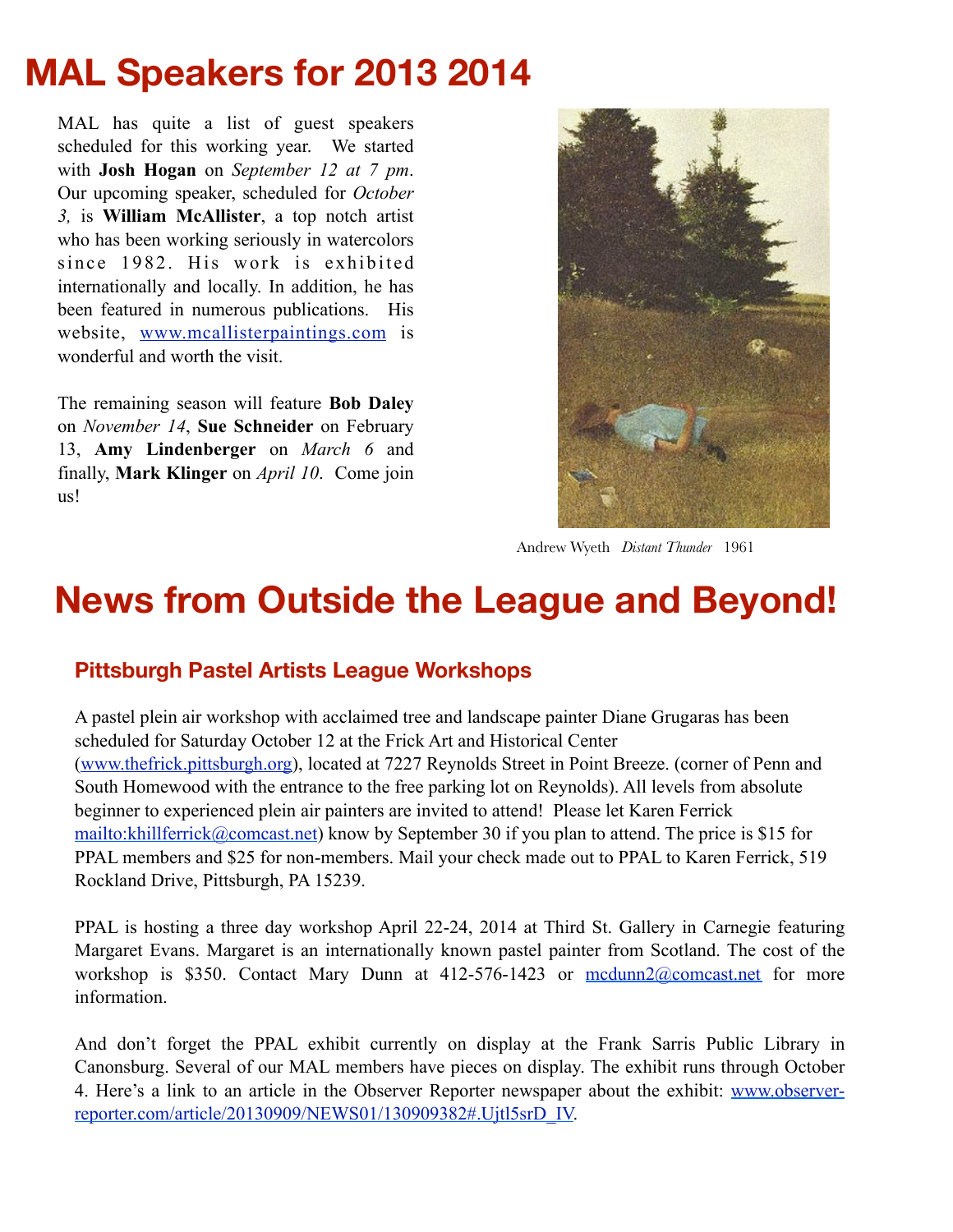# MAL Speakers for 2013 2014

MAL has quite a list of guest speakers scheduled for this working year. We started with **Josh Hogan** on *September 12 at 7 pm*. Our upcoming speaker, scheduled for *October 3,* is **William McAllister**, a top notch artist who has been working seriously in watercolors since 1982. His work is exhibited internationally and locally. In addition, he has been featured in numerous publications. His website, [www.mcallisterpaintings.com](http://www.mcallisterpaintings.com) is wonderful and worth the visit.

The remaining season will feature **Bob Daley** on *November 14*, **Sue Schneider** on February 13, **Amy Lindenberger** on *March 6* and finally, **Mark Klinger** on *April 10*. Come join us!

Andrew Wyeth *Distant Thunder* 1961

# News from Outside the League and Beyond!

## Pittsburgh Pastel Artists League Workshops

A pastel plein air workshop with acclaimed tree and landscape painter Diane Grugaras has been scheduled for Saturday October 12 at the Frick Art and Historical Center ([www.thefrick.pittsburgh.org](http://www.thefrick.pittsburgh.org)), located at 7227 Reynolds Street in Point Breeze. (corner of Penn and South Homewood with the entrance to the free parking lot on Reynolds). All levels from absolute beginner to experienced plein air painters are invited to attend! Please let Karen Ferrick [mailto:khillferrick@comcast.net](mailto:khillferrick@comcast.net)) know by September 30 if you plan to attend. The price is $15 for PPAL members and $25 for non-members. Mail your check made out to PPAL to Karen Ferrick, 519 Rockland Drive, Pittsburgh, PA 15239.

PPAL is hosting a three day workshop April 22-24, 2014 at Third St. Gallery in Carnegie featuring Margaret Evans. Margaret is an internationally known pastel painter from Scotland. The cost of the workshop is $350. Contact Mary Dunn at 412-576-1423 or [mcdunn2@comcast.net](mailto:mcdunn2@comcast.net) for more information.

And don't forget the PPAL exhibit currently on display at the Frank Sarris Public Library in Canonsburg. Several of our MAL members have pieces on display. The exhibit runs through October 4. Here's a link to an article in the Observer Reporter newspaper about the exhibit: [www.observer-reporter.com/article/20130909/NEWS01/130909382#.Ujtl5srD_IV](http://www.observer-reporter.com/article/20130909/NEWS01/130909382#.Ujtl5srD_IV).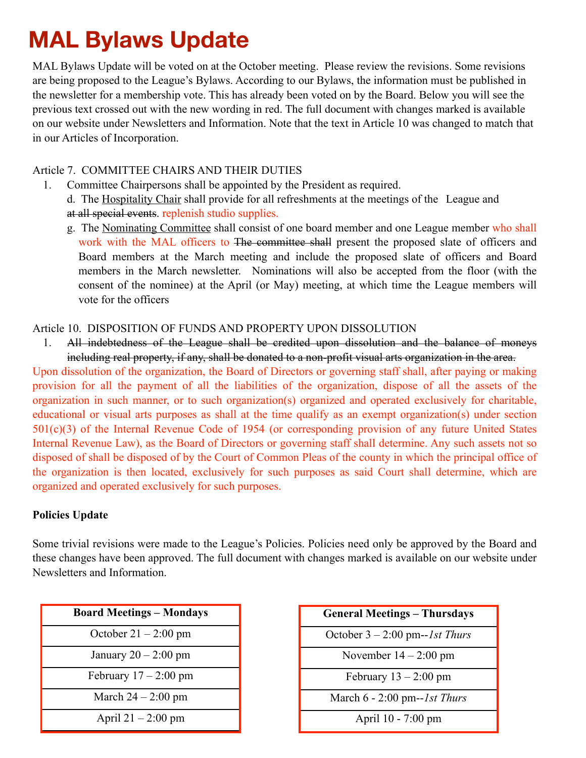# MAL Bylaws Update

MAL Bylaws Update will be voted on at the October meeting. Please review the revisions. Some revisions are being proposed to the League's Bylaws. According to our Bylaws, the information must be published in the newsletter for a membership vote. This has already been voted on by the Board. Below you will see the previous text crossed out with the new wording in red. The full document with changes marked is available on our website under Newsletters and Information. Note that the text in Article 10 was changed to match that in our Articles of Incorporation.

Article 7. COMMITTEE CHAIRS AND THEIR DUTIES

1. Committee Chairpersons shall be appointed by the President as required.

   d. The Hospitality Chair shall provide for all refreshments at the meetings of the League and ~~at all special events~~. replenish studio supplies.

   g. The Nominating Committee shall consist of one board member and one League member who shall work with the MAL officers to ~~The committee shall~~ present the proposed slate of officers and Board members at the March meeting and include the proposed slate of officers and Board members in the March newsletter. Nominations will also be accepted from the floor (with the consent of the nominee) at the April (or May) meeting, at which time the League members will vote for the officers

Article 10. DISPOSITION OF FUNDS AND PROPERTY UPON DISSOLUTION

1. ~~All indebtedness of the League shall be credited upon dissolution and the balance of moneys including real property, if any, shall be donated to a non-profit visual arts organization in the area.~~

Upon dissolution of the organization, the Board of Directors or governing staff shall, after paying or making provision for all the payment of all the liabilities of the organization, dispose of all the assets of the organization in such manner, or to such organization(s) organized and operated exclusively for charitable, educational or visual arts purposes as shall at the time qualify as an exempt organization(s) under section 501(c)(3) of the Internal Revenue Code of 1954 (or corresponding provision of any future United States Internal Revenue Law), as the Board of Directors or governing staff shall determine. Any such assets not so disposed of shall be disposed of by the Court of Common Pleas of the county in which the principal office of the organization is then located, exclusively for such purposes as said Court shall determine, which are organized and operated exclusively for such purposes.

**Policies Update**

Some trivial revisions were made to the League's Policies. Policies need only be approved by the Board and these changes have been approved. The full document with changes marked is available on our website under Newsletters and Information.

| Board Meetings – Mondays |
|---|
| October 21 – 2:00 pm |
| January 20 – 2:00 pm |
| February 17 – 2:00 pm |
| March 24 – 2:00 pm |
| April 21 – 2:00 pm |

| General Meetings – Thursdays |
|---|
| October 3 – 2:00 pm--*1st Thurs* |
| November 14 – 2:00 pm |
| February 13 – 2:00 pm |
| March 6 - 2:00 pm--*1st Thurs* |
| April 10 - 7:00 pm |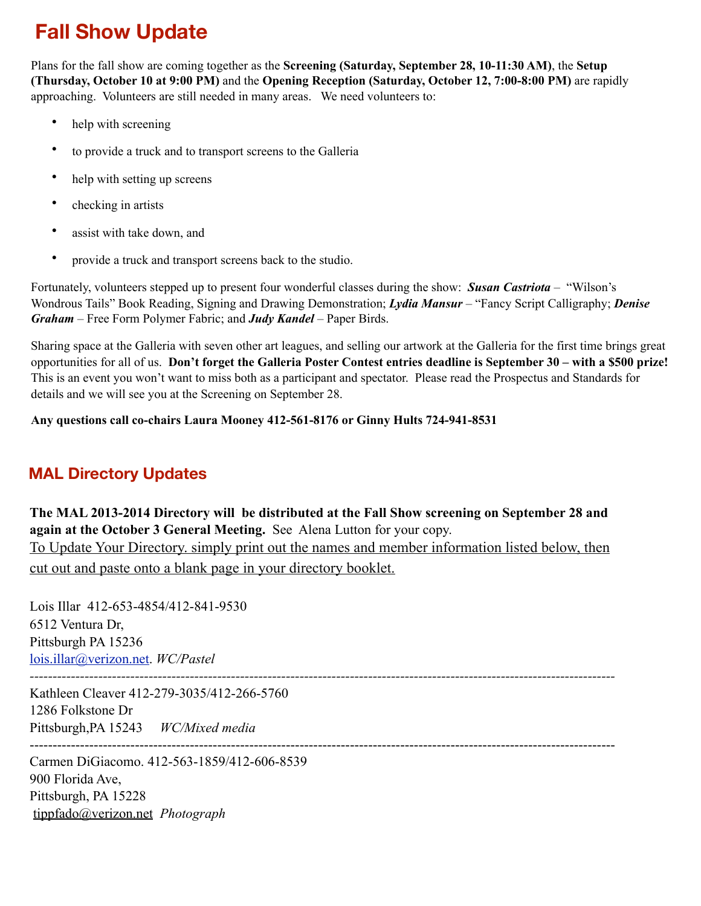## Fall Show Update

Plans for the fall show are coming together as the **Screening (Saturday, September 28, 10-11:30 AM)**, the **Setup (Thursday, October 10 at 9:00 PM)** and the **Opening Reception (Saturday, October 12, 7:00-8:00 PM)** are rapidly approaching. Volunteers are still needed in many areas. We need volunteers to:

- help with screening
- to provide a truck and to transport screens to the Galleria
- help with setting up screens
- checking in artists
- assist with take down, and
- provide a truck and transport screens back to the studio.

Fortunately, volunteers stepped up to present four wonderful classes during the show: ***Susan Castriota*** – "Wilson's Wondrous Tails" Book Reading, Signing and Drawing Demonstration; ***Lydia Mansur*** – "Fancy Script Calligraphy; ***Denise Graham*** – Free Form Polymer Fabric; and ***Judy Kandel*** – Paper Birds.

Sharing space at the Galleria with seven other art leagues, and selling our artwork at the Galleria for the first time brings great opportunities for all of us. **Don't forget the Galleria Poster Contest entries deadline is September 30 – with a $500 prize!** This is an event you won't want to miss both as a participant and spectator. Please read the Prospectus and Standards for details and we will see you at the Screening on September 28.

**Any questions call co-chairs Laura Mooney 412-561-8176 or Ginny Hults 724-941-8531**

## MAL Directory Updates

**The MAL 2013-2014 Directory will be distributed at the Fall Show screening on September 28 and again at the October 3 General Meeting.** See Alena Lutton for your copy.

To Update Your Directory. simply print out the names and member information listed below, then cut out and paste onto a blank page in your directory booklet.

Lois Illar 412-653-4854/412-841-9530
6512 Ventura Dr,
Pittsburgh PA 15236
lois.illar@verizon.net. *WC/Pastel*

---

Kathleen Cleaver 412-279-3035/412-266-5760
1286 Folkstone Dr
Pittsburgh,PA 15243 *WC/Mixed media*

---

Carmen DiGiacomo. 412-563-1859/412-606-8539
900 Florida Ave,
Pittsburgh, PA 15228
tippfado@verizon.net *Photograph*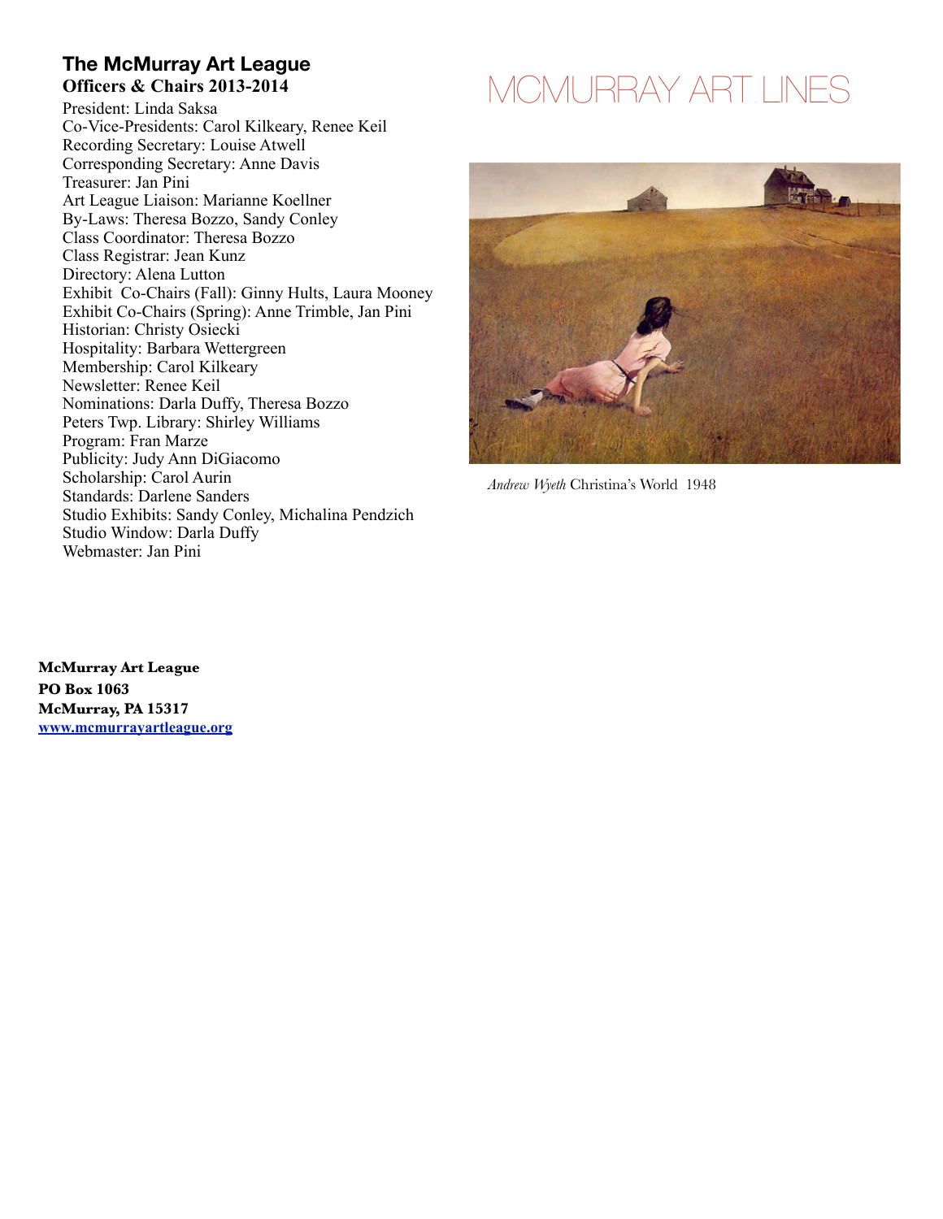# MCMURRAY ART LINES

## The McMurray Art League

**Officers & Chairs 2013-2014**

President: Linda Saksa
Co-Vice-Presidents: Carol Kilkeary, Renee Keil
Recording Secretary: Louise Atwell
Corresponding Secretary: Anne Davis
Treasurer: Jan Pini
Art League Liaison: Marianne Koellner
By-Laws: Theresa Bozzo, Sandy Conley
Class Coordinator: Theresa Bozzo
Class Registrar: Jean Kunz
Directory: Alena Lutton
Exhibit Co-Chairs (Fall): Ginny Hults, Laura Mooney
Exhibit Co-Chairs (Spring): Anne Trimble, Jan Pini
Historian: Christy Osiecki
Hospitality: Barbara Wettergreen
Membership: Carol Kilkeary
Newsletter: Renee Keil
Nominations: Darla Duffy, Theresa Bozzo
Peters Twp. Library: Shirley Williams
Program: Fran Marze
Publicity: Judy Ann DiGiacomo
Scholarship: Carol Aurin
Standards: Darlene Sanders
Studio Exhibits: Sandy Conley, Michalina Pendzich
Studio Window: Darla Duffy
Webmaster: Jan Pini

*Andrew Wyeth* Christina's World 1948

**McMurray Art League**
**PO Box 1063**
**McMurray, PA 15317**
**[www.mcmurrayartleague.org](http://www.mcmurrayartleague.org)**